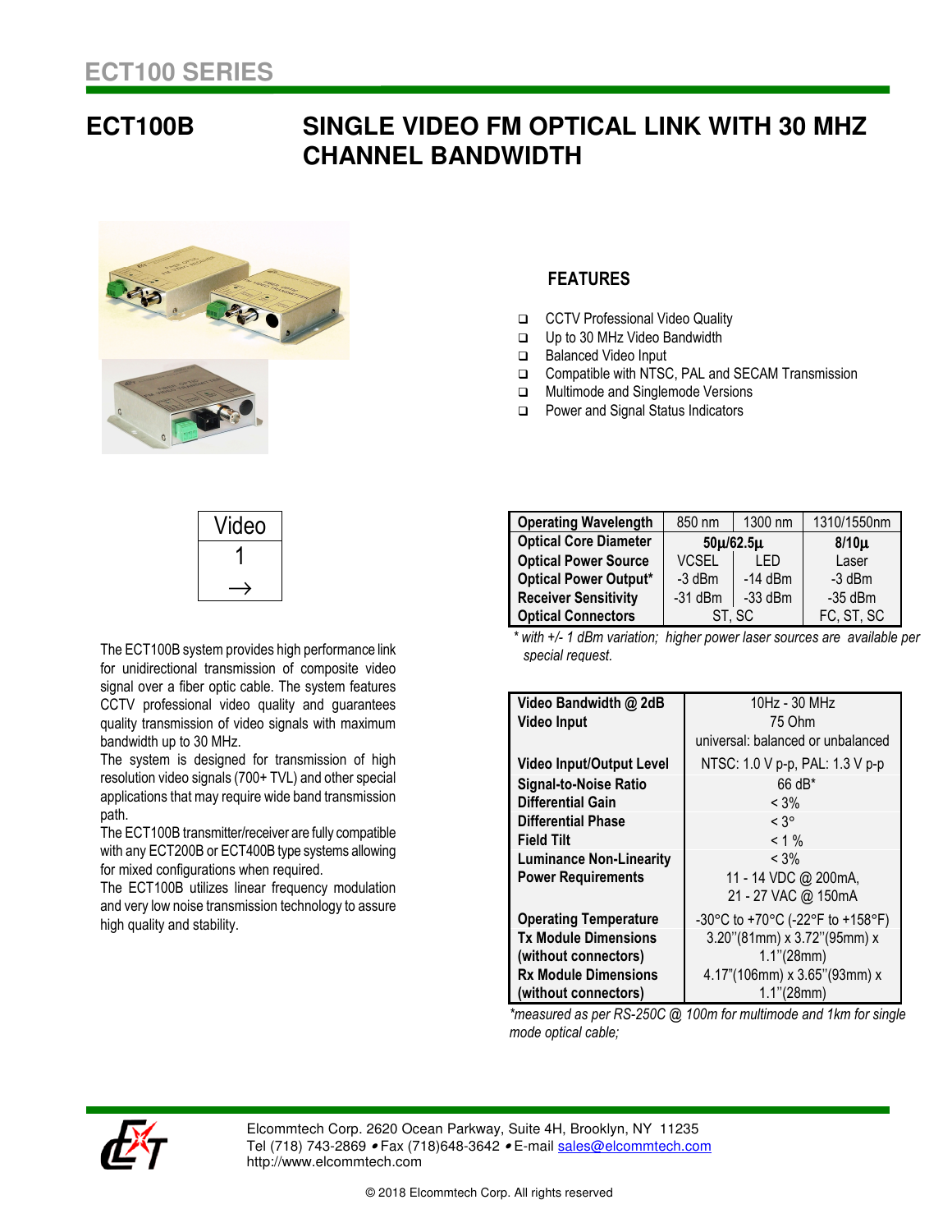ECT100 SERIES

# ECT100B

# SINGLE VIDEO FM OPTICAL LINK WITH 30 MHZ CHANNEL BANDWIDTH

## FEATURES

- CCTV Professional Video Quality
- Up to 30 MHz Video Bandwidth
- Balanced Video Input
- Compatible with NTSC, PAL and SECAM Transmission
- Multimode and Singlemode Versions
- Power and Signal Status Indicators

| Video |
|---|
| 1 |
| → |

The ECT100B system provides high performance link for unidirectional transmission of composite video signal over a fiber optic cable. The system features CCTV professional video quality and guarantees quality transmission of video signals with maximum bandwidth up to 30 MHz.

The system is designed for transmission of high resolution video signals (700+ TVL) and other special applications that may require wide band transmission path.

The ECT100B transmitter/receiver are fully compatible with any ECT200B or ECT400B type systems allowing for mixed configurations when required.

The ECT100B utilizes linear frequency modulation and very low noise transmission technology to assure high quality and stability.

| **Operating Wavelength** | 850 nm | 1300 nm | 1310/1550nm |
|---|---|---|---|
| **Optical Core Diameter** | **50µ/62.5µ** | | **8/10µ** |
| **Optical Power Source** | VCSEL | LED | Laser |
| **Optical Power Output*** | -3 dBm | -14 dBm | -3 dBm |
| **Receiver Sensitivity** | -31 dBm | -33 dBm | -35 dBm |
| **Optical Connectors** | ST, SC | | FC, ST, SC |

*\* with +/- 1 dBm variation; higher power laser sources are available per special request.*

| | |
|---|---|
| **Video Bandwidth @ 2dB** | 10Hz - 30 MHz |
| **Video Input** | 75 Ohm<br>universal: balanced or unbalanced |
| **Video Input/Output Level** | NTSC: 1.0 V p-p, PAL: 1.3 V p-p |
| **Signal-to-Noise Ratio** | 66 dB* |
| **Differential Gain** | < 3% |
| **Differential Phase** | < 3° |
| **Field Tilt** | < 1 % |
| **Luminance Non-Linearity** | < 3% |
| **Power Requirements** | 11 - 14 VDC @ 200mA,<br>21 - 27 VAC @ 150mA |
| **Operating Temperature** | -30°C to +70°C (-22°F to +158°F) |
| **Tx Module Dimensions (without connectors)** | 3.20"(81mm) x 3.72"(95mm) x 1.1"(28mm) |
| **Rx Module Dimensions (without connectors)** | 4.17"(106mm) x 3.65"(93mm) x 1.1"(28mm) |

*\*measured as per RS-250C @ 100m for multimode and 1km for single mode optical cable;*

Elcommtech Corp. 2620 Ocean Parkway, Suite 4H, Brooklyn, NY 11235
Tel (718) 743-2869 • Fax (718)648-3642 • E-mail sales@elcommtech.com
http://www.elcommtech.com

© 2018 Elcommtech Corp. All rights reserved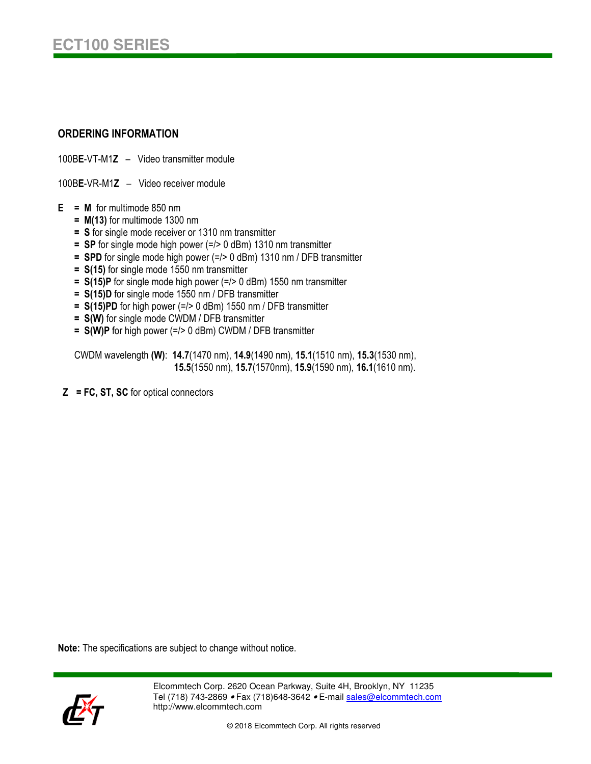## ORDERING INFORMATION

100B**E**-VT-M1**Z** – Video transmitter module

100B**E**-VR-M1**Z** – Video receiver module

**E** = **M** for multimode 850 nm
- = **M(13)** for multimode 1300 nm
- = **S** for single mode receiver or 1310 nm transmitter
- = **SP** for single mode high power (=/> 0 dBm) 1310 nm transmitter
- = **SPD** for single mode high power (=/> 0 dBm) 1310 nm / DFB transmitter
- = **S(15)** for single mode 1550 nm transmitter
- = **S(15)P** for single mode high power (=/> 0 dBm) 1550 nm transmitter
- = **S(15)D** for single mode 1550 nm / DFB transmitter
- = **S(15)PD** for high power (=/> 0 dBm) 1550 nm / DFB transmitter
- = **S(W)** for single mode CWDM / DFB transmitter
- = **S(W)P** for high power (=/> 0 dBm) CWDM / DFB transmitter

CWDM wavelength **(W)**: **14.7**(1470 nm), **14.9**(1490 nm), **15.1**(1510 nm), **15.3**(1530 nm), **15.5**(1550 nm), **15.7**(1570nm), **15.9**(1590 nm), **16.1**(1610 nm).

**Z** = **FC, ST, SC** for optical connectors

**Note:** The specifications are subject to change without notice.

Elcommtech Corp. 2620 Ocean Parkway, Suite 4H, Brooklyn, NY 11235
Tel (718) 743-2869 • Fax (718)648-3642 • E-mail sales@elcommtech.com
http://www.elcommtech.com

© 2018 Elcommtech Corp. All rights reserved